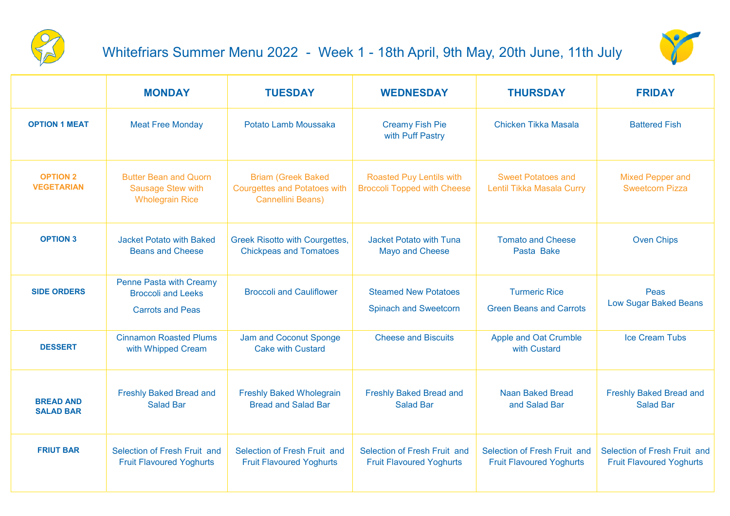# Whitefriars Summer Menu 2022 - Week 1 - 18th April, 9th May, 20th June, 11th July

| | MONDAY | TUESDAY | WEDNESDAY | THURSDAY | FRIDAY |
|---|---|---|---|---|---|
| **OPTION 1 MEAT** | Meat Free Monday | Potato Lamb Moussaka | Creamy Fish Pie with Puff Pastry | Chicken Tikka Masala | Battered Fish |
| **OPTION 2 VEGETARIAN** | Butter Bean and Quorn Sausage Stew with Wholegrain Rice | Briam (Greek Baked Courgettes and Potatoes with Cannellini Beans) | Roasted Puy Lentils with Broccoli Topped with Cheese | Sweet Potatoes and Lentil Tikka Masala Curry | Mixed Pepper and Sweetcorn Pizza |
| **OPTION 3** | Jacket Potato with Baked Beans and Cheese | Greek Risotto with Courgettes, Chickpeas and Tomatoes | Jacket Potato with Tuna Mayo and Cheese | Tomato and Cheese Pasta Bake | Oven Chips |
| **SIDE ORDERS** | Penne Pasta with Creamy Broccoli and Leeks<br>Carrots and Peas | Broccoli and Cauliflower | Steamed New Potatoes<br>Spinach and Sweetcorn | Turmeric Rice<br>Green Beans and Carrots | Peas<br>Low Sugar Baked Beans |
| **DESSERT** | Cinnamon Roasted Plums with Whipped Cream | Jam and Coconut Sponge Cake with Custard | Cheese and Biscuits | Apple and Oat Crumble with Custard | Ice Cream Tubs |
| **BREAD AND SALAD BAR** | Freshly Baked Bread and Salad Bar | Freshly Baked Wholegrain Bread and Salad Bar | Freshly Baked Bread and Salad Bar | Naan Baked Bread and Salad Bar | Freshly Baked Bread and Salad Bar |
| **FRIUT BAR** | Selection of Fresh Fruit and Fruit Flavoured Yoghurts | Selection of Fresh Fruit and Fruit Flavoured Yoghurts | Selection of Fresh Fruit and Fruit Flavoured Yoghurts | Selection of Fresh Fruit and Fruit Flavoured Yoghurts | Selection of Fresh Fruit and Fruit Flavoured Yoghurts |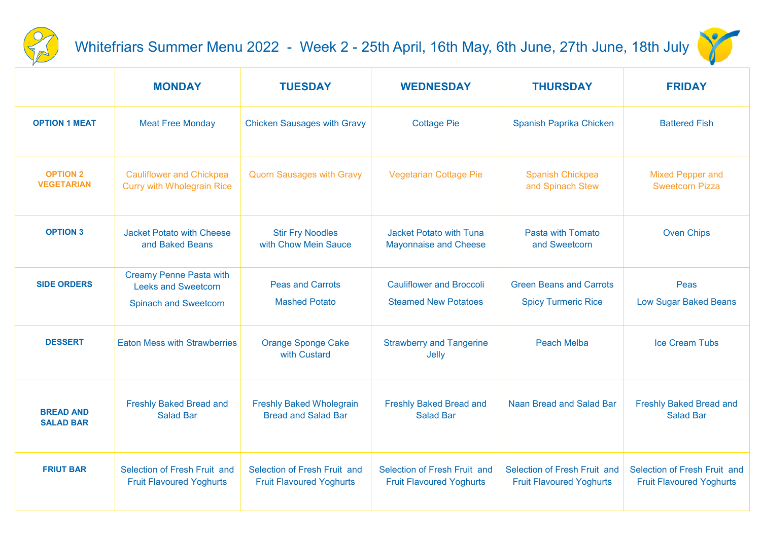# Whitefriars Summer Menu 2022 - Week 2 - 25th April, 16th May, 6th June, 27th June, 18th July

| | MONDAY | TUESDAY | WEDNESDAY | THURSDAY | FRIDAY |
|---|---|---|---|---|---|
| **OPTION 1 MEAT** | Meat Free Monday | Chicken Sausages with Gravy | Cottage Pie | Spanish Paprika Chicken | Battered Fish |
| **OPTION 2 VEGETARIAN** | Cauliflower and Chickpea Curry with Wholegrain Rice | Quorn Sausages with Gravy | Vegetarian Cottage Pie | Spanish Chickpea and Spinach Stew | Mixed Pepper and Sweetcorn Pizza |
| **OPTION 3** | Jacket Potato with Cheese and Baked Beans | Stir Fry Noodles with Chow Mein Sauce | Jacket Potato with Tuna Mayonnaise and Cheese | Pasta with Tomato and Sweetcorn | Oven Chips |
| **SIDE ORDERS** | Creamy Penne Pasta with Leeks and Sweetcorn<br>Spinach and Sweetcorn | Peas and Carrots<br>Mashed Potato | Cauliflower and Broccoli<br>Steamed New Potatoes | Green Beans and Carrots<br>Spicy Turmeric Rice | Peas<br>Low Sugar Baked Beans |
| **DESSERT** | Eaton Mess with Strawberries | Orange Sponge Cake with Custard | Strawberry and Tangerine Jelly | Peach Melba | Ice Cream Tubs |
| **BREAD AND SALAD BAR** | Freshly Baked Bread and Salad Bar | Freshly Baked Wholegrain Bread and Salad Bar | Freshly Baked Bread and Salad Bar | Naan Bread and Salad Bar | Freshly Baked Bread and Salad Bar |
| **FRIUT BAR** | Selection of Fresh Fruit and Fruit Flavoured Yoghurts | Selection of Fresh Fruit and Fruit Flavoured Yoghurts | Selection of Fresh Fruit and Fruit Flavoured Yoghurts | Selection of Fresh Fruit and Fruit Flavoured Yoghurts | Selection of Fresh Fruit and Fruit Flavoured Yoghurts |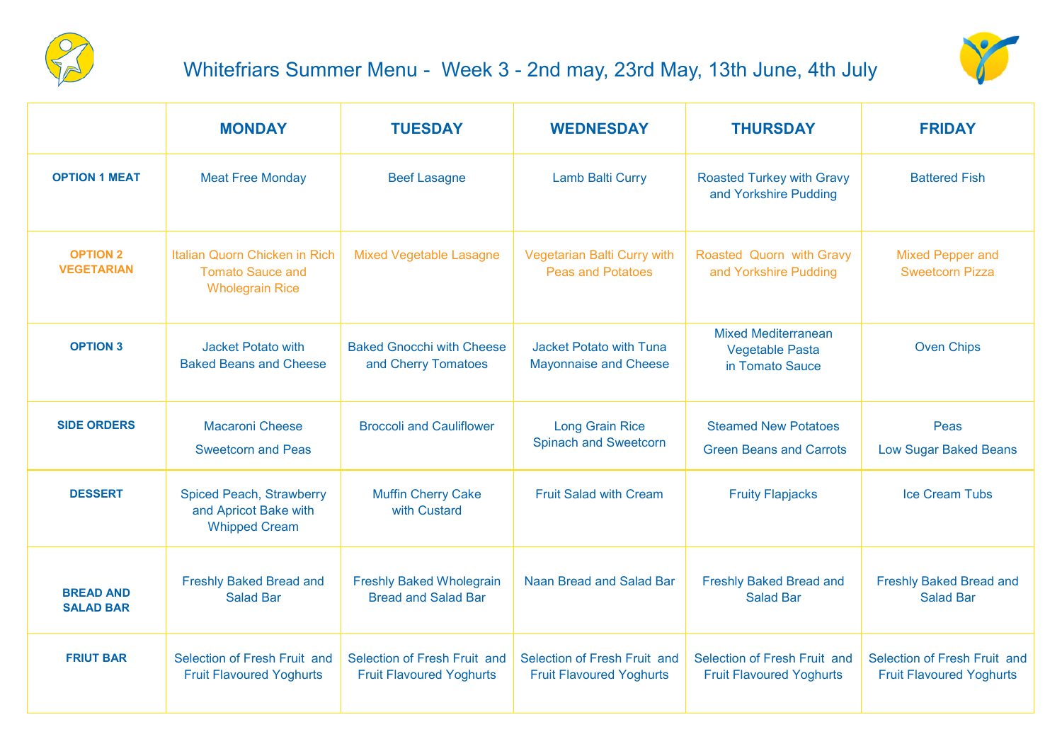# Whitefriars Summer Menu - Week 3 - 2nd may, 23rd May, 13th June, 4th July

| | MONDAY | TUESDAY | WEDNESDAY | THURSDAY | FRIDAY |
|---|---|---|---|---|---|
| OPTION 1 MEAT | Meat Free Monday | Beef Lasagne | Lamb Balti Curry | Roasted Turkey with Gravy and Yorkshire Pudding | Battered Fish |
| OPTION 2 VEGETARIAN | Italian Quorn Chicken in Rich Tomato Sauce and Wholegrain Rice | Mixed Vegetable Lasagne | Vegetarian Balti Curry with Peas and Potatoes | Roasted Quorn with Gravy and Yorkshire Pudding | Mixed Pepper and Sweetcorn Pizza |
| OPTION 3 | Jacket Potato with Baked Beans and Cheese | Baked Gnocchi with Cheese and Cherry Tomatoes | Jacket Potato with Tuna Mayonnaise and Cheese | Mixed Mediterranean Vegetable Pasta in Tomato Sauce | Oven Chips |
| SIDE ORDERS | Macaroni Cheese<br>Sweetcorn and Peas | Broccoli and Cauliflower | Long Grain Rice<br>Spinach and Sweetcorn | Steamed New Potatoes<br>Green Beans and Carrots | Peas<br>Low Sugar Baked Beans |
| DESSERT | Spiced Peach, Strawberry and Apricot Bake with Whipped Cream | Muffin Cherry Cake with Custard | Fruit Salad with Cream | Fruity Flapjacks | Ice Cream Tubs |
| BREAD AND SALAD BAR | Freshly Baked Bread and Salad Bar | Freshly Baked Wholegrain Bread and Salad Bar | Naan Bread and Salad Bar | Freshly Baked Bread and Salad Bar | Freshly Baked Bread and Salad Bar |
| FRIUT BAR | Selection of Fresh Fruit and Fruit Flavoured Yoghurts | Selection of Fresh Fruit and Fruit Flavoured Yoghurts | Selection of Fresh Fruit and Fruit Flavoured Yoghurts | Selection of Fresh Fruit and Fruit Flavoured Yoghurts | Selection of Fresh Fruit and Fruit Flavoured Yoghurts |